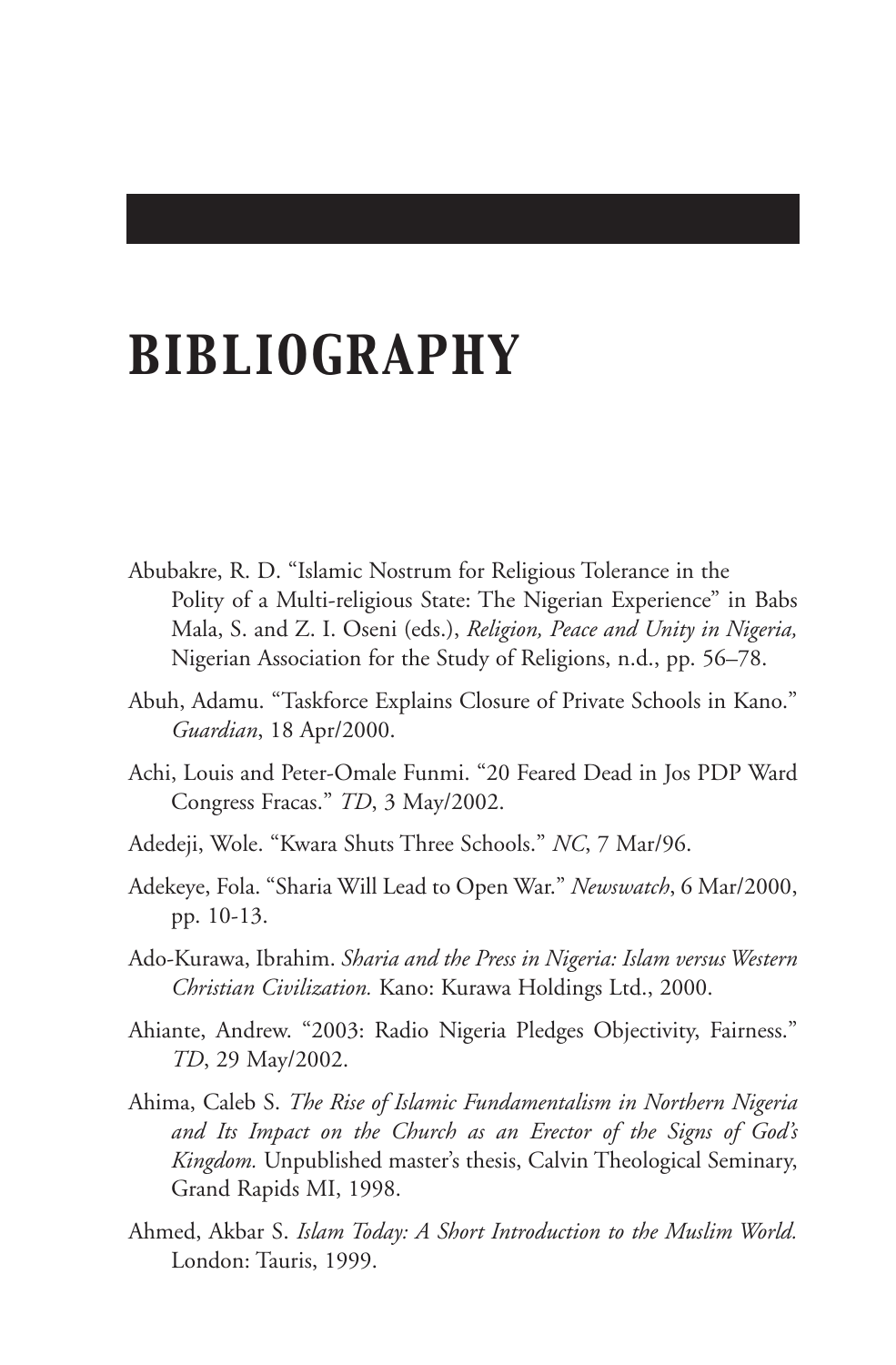# BIBLIOGRAPHY

Abubakre, R. D. "Islamic Nostrum for Religious Tolerance in the Polity of a Multi-religious State: The Nigerian Experience" in Babs Mala, S. and Z. I. Oseni (eds.), *Religion, Peace and Unity in Nigeria,* Nigerian Association for the Study of Religions, n.d., pp. 56–78.

Abuh, Adamu. "Taskforce Explains Closure of Private Schools in Kano." *Guardian*, 18 Apr/2000.

Achi, Louis and Peter-Omale Funmi. "20 Feared Dead in Jos PDP Ward Congress Fracas." *TD*, 3 May/2002.

Adedeji, Wole. "Kwara Shuts Three Schools." *NC*, 7 Mar/96.

Adekeye, Fola. "Sharia Will Lead to Open War." *Newswatch*, 6 Mar/2000, pp. 10-13.

Ado-Kurawa, Ibrahim. *Sharia and the Press in Nigeria: Islam versus Western Christian Civilization.* Kano: Kurawa Holdings Ltd., 2000.

Ahiante, Andrew. "2003: Radio Nigeria Pledges Objectivity, Fairness." *TD*, 29 May/2002.

Ahima, Caleb S. *The Rise of Islamic Fundamentalism in Northern Nigeria and Its Impact on the Church as an Erector of the Signs of God's Kingdom.* Unpublished master's thesis, Calvin Theological Seminary, Grand Rapids MI, 1998.

Ahmed, Akbar S. *Islam Today: A Short Introduction to the Muslim World.* London: Tauris, 1999.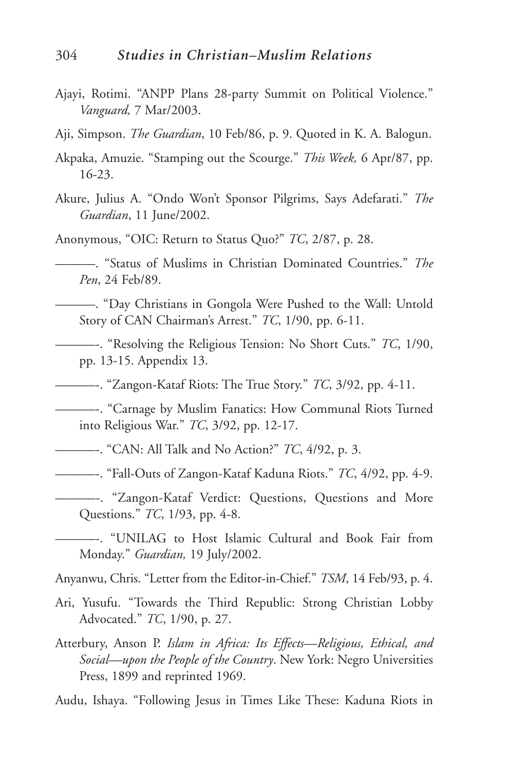Ajayi, Rotimi. "ANPP Plans 28-party Summit on Political Violence." *Vanguard,* 7 Mar/2003.

Aji, Simpson. *The Guardian*, 10 Feb/86, p. 9. Quoted in K. A. Balogun.

Akpaka, Amuzie. "Stamping out the Scourge." *This Week,* 6 Apr/87, pp. 16-23.

Akure, Julius A. "Ondo Won't Sponsor Pilgrims, Says Adefarati." *The Guardian*, 11 June/2002.

Anonymous, "OIC: Return to Status Quo?" *TC*, 2/87, p. 28.

———. "Status of Muslims in Christian Dominated Countries." *The Pen*, 24 Feb/89.

———. "Day Christians in Gongola Were Pushed to the Wall: Untold Story of CAN Chairman's Arrest." *TC*, 1/90, pp. 6-11.

———-. "Resolving the Religious Tension: No Short Cuts." *TC*, 1/90, pp. 13-15. Appendix 13.

———-. "Zangon-Kataf Riots: The True Story." *TC*, 3/92, pp. 4-11.

———-. "Carnage by Muslim Fanatics: How Communal Riots Turned into Religious War." *TC*, 3/92, pp. 12-17.

———-. "CAN: All Talk and No Action?" *TC*, 4/92, p. 3.

———-. "Fall-Outs of Zangon-Kataf Kaduna Riots." *TC*, 4/92, pp. 4-9.

———-. "Zangon-Kataf Verdict: Questions, Questions and More Questions." *TC*, 1/93, pp. 4-8.

———-. "UNILAG to Host Islamic Cultural and Book Fair from Monday." *Guardian,* 19 July/2002.

Anyanwu, Chris. "Letter from the Editor-in-Chief." *TSM*, 14 Feb/93, p. 4.

Ari, Yusufu. "Towards the Third Republic: Strong Christian Lobby Advocated." *TC*, 1/90, p. 27.

Atterbury, Anson P. *Islam in Africa: Its Effects—Religious, Ethical, and Social—upon the People of the Country*. New York: Negro Universities Press, 1899 and reprinted 1969.

Audu, Ishaya. "Following Jesus in Times Like These: Kaduna Riots in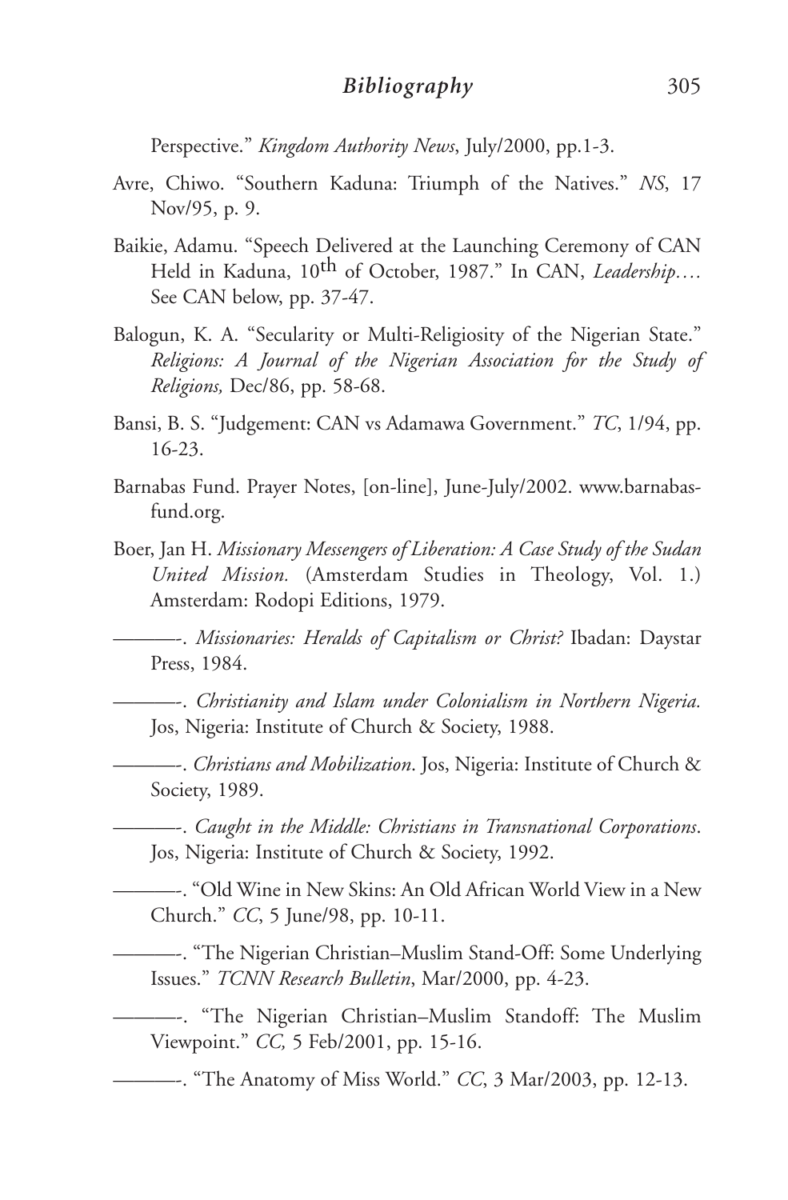Perspective." *Kingdom Authority News*, July/2000, pp.1-3.

Avre, Chiwo. "Southern Kaduna: Triumph of the Natives." *NS*, 17 Nov/95, p. 9.

Baikie, Adamu. "Speech Delivered at the Launching Ceremony of CAN Held in Kaduna, 10th of October, 1987." In CAN, *Leadership….* See CAN below, pp. 37-47.

Balogun, K. A. "Secularity or Multi-Religiosity of the Nigerian State." *Religions: A Journal of the Nigerian Association for the Study of Religions,* Dec/86, pp. 58-68.

Bansi, B. S. "Judgement: CAN vs Adamawa Government." *TC*, 1/94, pp. 16-23.

Barnabas Fund. Prayer Notes, [on-line], June-July/2002. www.barnabasfund.org.

Boer, Jan H. *Missionary Messengers of Liberation: A Case Study of the Sudan United Mission.* (Amsterdam Studies in Theology, Vol. 1.) Amsterdam: Rodopi Editions, 1979.

———-. *Missionaries: Heralds of Capitalism or Christ?* Ibadan: Daystar Press, 1984.

———-. *Christianity and Islam under Colonialism in Northern Nigeria.* Jos, Nigeria: Institute of Church & Society, 1988.

———-. *Christians and Mobilization*. Jos, Nigeria: Institute of Church & Society, 1989.

———-. *Caught in the Middle: Christians in Transnational Corporations*. Jos, Nigeria: Institute of Church & Society, 1992.

———-. "Old Wine in New Skins: An Old African World View in a New Church." *CC*, 5 June/98, pp. 10-11.

———-. "The Nigerian Christian–Muslim Stand-Off: Some Underlying Issues." *TCNN Research Bulletin*, Mar/2000, pp. 4-23.

———-. "The Nigerian Christian–Muslim Standoff: The Muslim Viewpoint." *CC,* 5 Feb/2001, pp. 15-16.

———-. "The Anatomy of Miss World." *CC*, 3 Mar/2003, pp. 12-13.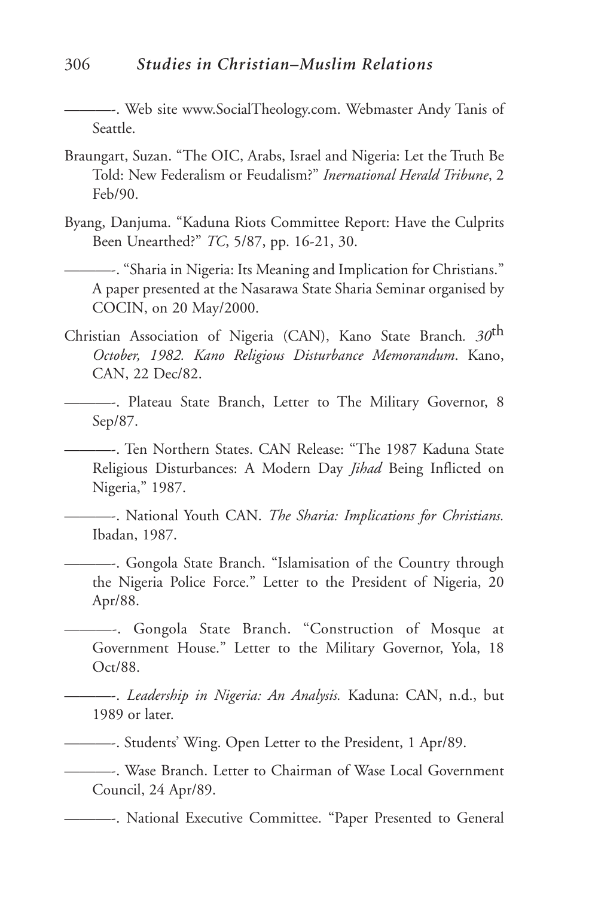———-. Web site www.SocialTheology.com. Webmaster Andy Tanis of Seattle.

Braungart, Suzan. "The OIC, Arabs, Israel and Nigeria: Let the Truth Be Told: New Federalism or Feudalism?" *Inernational Herald Tribune*, 2 Feb/90.

Byang, Danjuma. "Kaduna Riots Committee Report: Have the Culprits Been Unearthed?" *TC*, 5/87, pp. 16-21, 30.

———-. "Sharia in Nigeria: Its Meaning and Implication for Christians." A paper presented at the Nasarawa State Sharia Seminar organised by COCIN, on 20 May/2000.

Christian Association of Nigeria (CAN), Kano State Branch. *30th October, 1982. Kano Religious Disturbance Memorandum*. Kano, CAN, 22 Dec/82.

———-. Plateau State Branch, Letter to The Military Governor, 8 Sep/87.

———-. Ten Northern States. CAN Release: "The 1987 Kaduna State Religious Disturbances: A Modern Day *Jihad* Being Inflicted on Nigeria," 1987.

———-. National Youth CAN. *The Sharia: Implications for Christians.* Ibadan, 1987.

———-. Gongola State Branch. "Islamisation of the Country through the Nigeria Police Force." Letter to the President of Nigeria, 20 Apr/88.

———-. Gongola State Branch. "Construction of Mosque at Government House." Letter to the Military Governor, Yola, 18 Oct/88.

———-. *Leadership in Nigeria: An Analysis.* Kaduna: CAN, n.d., but 1989 or later.

———-. Students' Wing. Open Letter to the President, 1 Apr/89.

———-. Wase Branch. Letter to Chairman of Wase Local Government Council, 24 Apr/89.

———-. National Executive Committee. "Paper Presented to General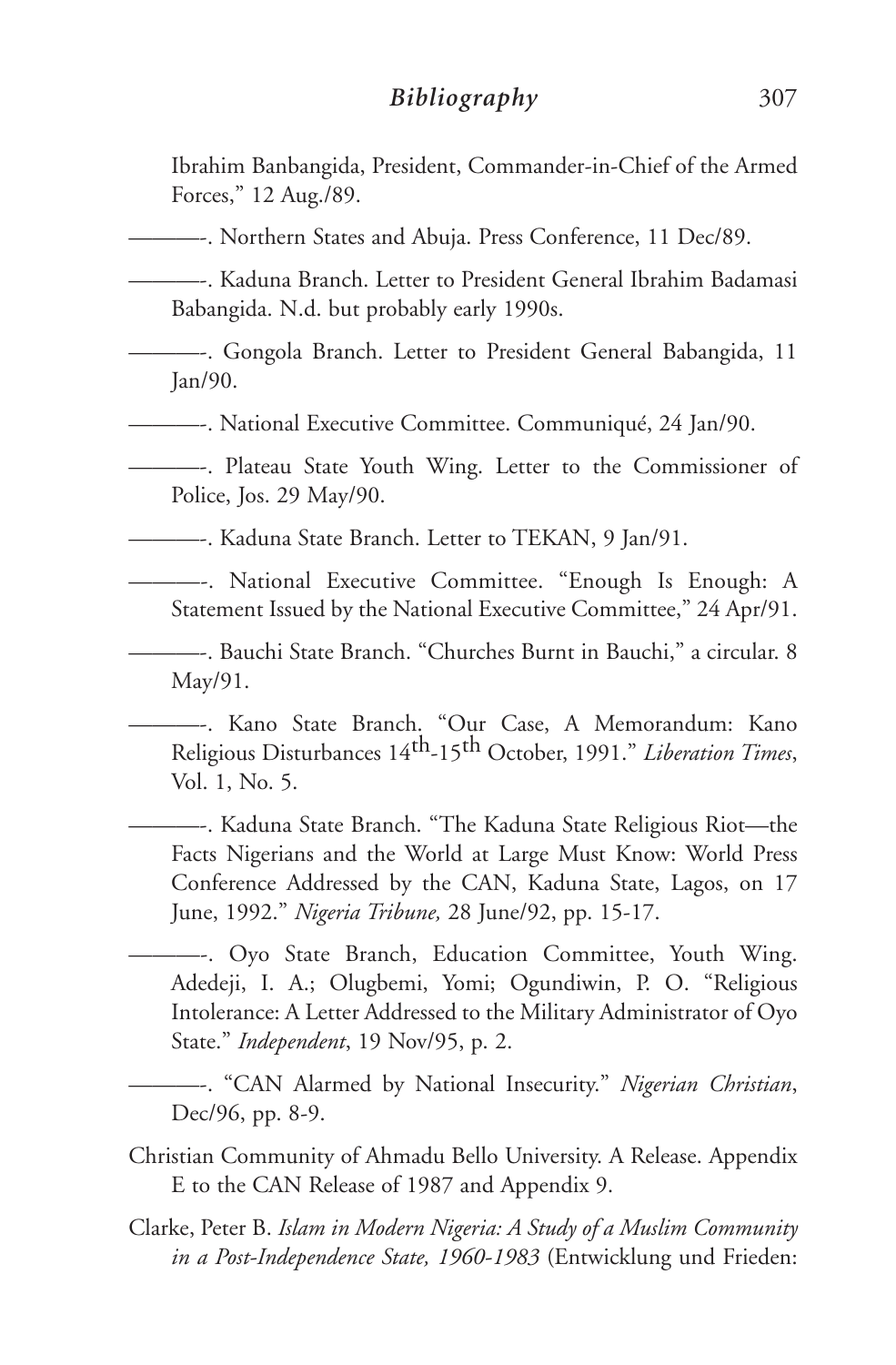Ibrahim Banbangida, President, Commander-in-Chief of the Armed Forces," 12 Aug./89.

———-. Northern States and Abuja. Press Conference, 11 Dec/89.

———-. Kaduna Branch. Letter to President General Ibrahim Badamasi Babangida. N.d. but probably early 1990s.

———-. Gongola Branch. Letter to President General Babangida, 11 Jan/90.

———-. National Executive Committee. Communiqué, 24 Jan/90.

———-. Plateau State Youth Wing. Letter to the Commissioner of Police, Jos. 29 May/90.

———-. Kaduna State Branch. Letter to TEKAN, 9 Jan/91.

———-. National Executive Committee. "Enough Is Enough: A Statement Issued by the National Executive Committee," 24 Apr/91.

———-. Bauchi State Branch. "Churches Burnt in Bauchi," a circular. 8 May/91.

———-. Kano State Branch. "Our Case, A Memorandum: Kano Religious Disturbances 14th-15th October, 1991." *Liberation Times*, Vol. 1, No. 5.

———-. Kaduna State Branch. "The Kaduna State Religious Riot—the Facts Nigerians and the World at Large Must Know: World Press Conference Addressed by the CAN, Kaduna State, Lagos, on 17 June, 1992." *Nigeria Tribune,* 28 June/92, pp. 15-17.

———-. Oyo State Branch, Education Committee, Youth Wing. Adedeji, I. A.; Olugbemi, Yomi; Ogundiwin, P. O. "Religious Intolerance: A Letter Addressed to the Military Administrator of Oyo State." *Independent*, 19 Nov/95, p. 2.

———-. "CAN Alarmed by National Insecurity." *Nigerian Christian*, Dec/96, pp. 8-9.

Christian Community of Ahmadu Bello University. A Release. Appendix E to the CAN Release of 1987 and Appendix 9.

Clarke, Peter B. *Islam in Modern Nigeria: A Study of a Muslim Community in a Post-Independence State, 1960-1983* (Entwicklung und Frieden: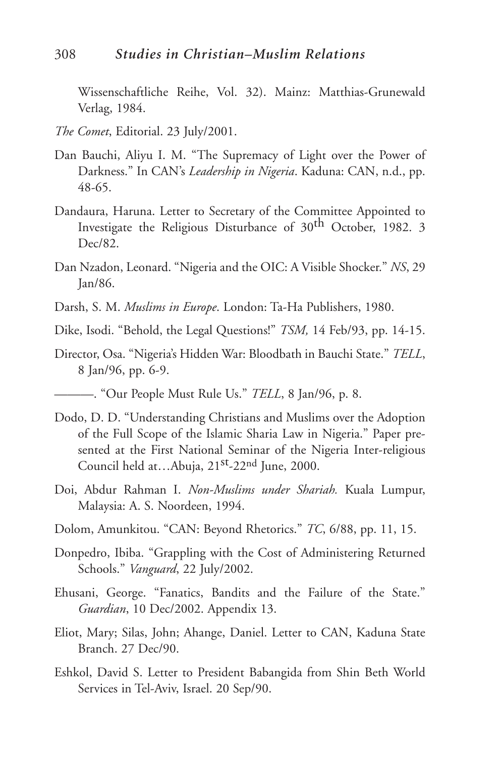Wissenschaftliche Reihe, Vol. 32). Mainz: Matthias-Grunewald Verlag, 1984.

*The Comet*, Editorial. 23 July/2001.

Dan Bauchi, Aliyu I. M. "The Supremacy of Light over the Power of Darkness." In CAN's *Leadership in Nigeria*. Kaduna: CAN, n.d., pp. 48-65.

Dandaura, Haruna. Letter to Secretary of the Committee Appointed to Investigate the Religious Disturbance of 30th October, 1982. 3 Dec/82.

Dan Nzadon, Leonard. "Nigeria and the OIC: A Visible Shocker." *NS*, 29 Jan/86.

Darsh, S. M. *Muslims in Europe*. London: Ta-Ha Publishers, 1980.

Dike, Isodi. "Behold, the Legal Questions!" *TSM,* 14 Feb/93, pp. 14-15.

Director, Osa. "Nigeria's Hidden War: Bloodbath in Bauchi State." *TELL*, 8 Jan/96, pp. 6-9.

———. "Our People Must Rule Us." *TELL*, 8 Jan/96, p. 8.

Dodo, D. D. "Understanding Christians and Muslims over the Adoption of the Full Scope of the Islamic Sharia Law in Nigeria." Paper presented at the First National Seminar of the Nigeria Inter-religious Council held at…Abuja, 21st-22nd June, 2000.

Doi, Abdur Rahman I. *Non-Muslims under Shariah.* Kuala Lumpur, Malaysia: A. S. Noordeen, 1994.

Dolom, Amunkitou. "CAN: Beyond Rhetorics." *TC*, 6/88, pp. 11, 15.

Donpedro, Ibiba. "Grappling with the Cost of Administering Returned Schools." *Vanguard*, 22 July/2002.

Ehusani, George. "Fanatics, Bandits and the Failure of the State." *Guardian*, 10 Dec/2002. Appendix 13.

Eliot, Mary; Silas, John; Ahange, Daniel. Letter to CAN, Kaduna State Branch. 27 Dec/90.

Eshkol, David S. Letter to President Babangida from Shin Beth World Services in Tel-Aviv, Israel. 20 Sep/90.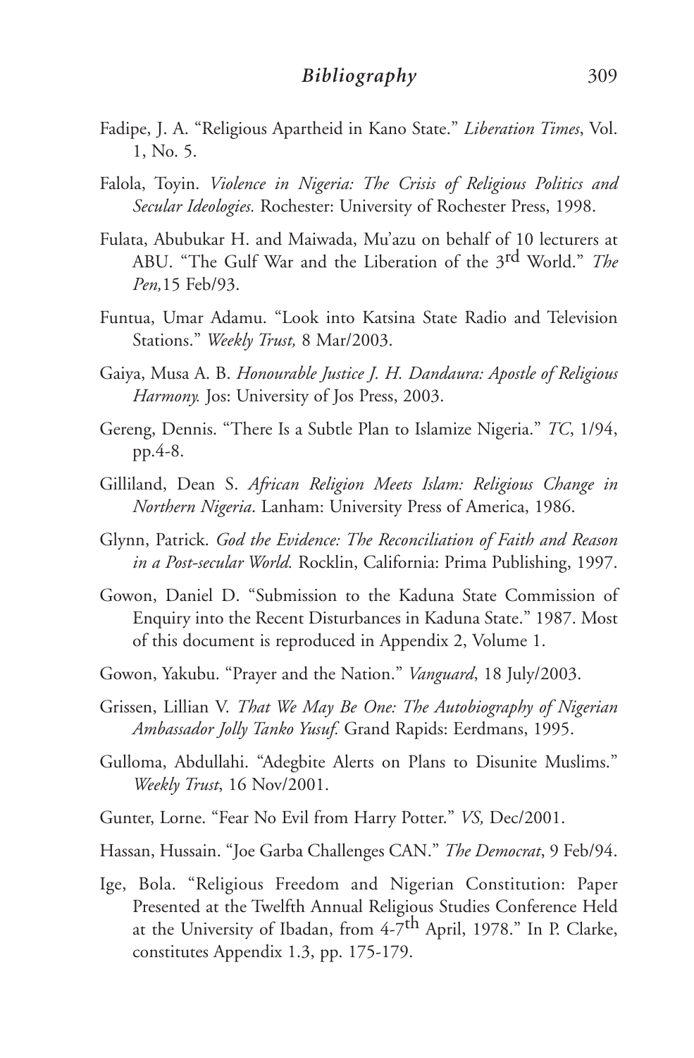Fadipe, J. A. "Religious Apartheid in Kano State." *Liberation Times*, Vol. 1, No. 5.

Falola, Toyin. *Violence in Nigeria: The Crisis of Religious Politics and Secular Ideologies.* Rochester: University of Rochester Press, 1998.

Fulata, Abubukar H. and Maiwada, Mu'azu on behalf of 10 lecturers at ABU. "The Gulf War and the Liberation of the 3rd World." *The Pen,* 15 Feb/93.

Funtua, Umar Adamu. "Look into Katsina State Radio and Television Stations." *Weekly Trust,* 8 Mar/2003.

Gaiya, Musa A. B. *Honourable Justice J. H. Dandaura: Apostle of Religious Harmony.* Jos: University of Jos Press, 2003.

Gereng, Dennis. "There Is a Subtle Plan to Islamize Nigeria." *TC*, 1/94, pp.4-8.

Gilliland, Dean S. *African Religion Meets Islam: Religious Change in Northern Nigeria*. Lanham: University Press of America, 1986.

Glynn, Patrick. *God the Evidence: The Reconciliation of Faith and Reason in a Post-secular World.* Rocklin, California: Prima Publishing, 1997.

Gowon, Daniel D. "Submission to the Kaduna State Commission of Enquiry into the Recent Disturbances in Kaduna State." 1987. Most of this document is reproduced in Appendix 2, Volume 1.

Gowon, Yakubu. "Prayer and the Nation." *Vanguard*, 18 July/2003.

Grissen, Lillian V. *That We May Be One: The Autobiography of Nigerian Ambassador Jolly Tanko Yusuf.* Grand Rapids: Eerdmans, 1995.

Gulloma, Abdullahi. "Adegbite Alerts on Plans to Disunite Muslims." *Weekly Trust*, 16 Nov/2001.

Gunter, Lorne. "Fear No Evil from Harry Potter." *VS,* Dec/2001.

Hassan, Hussain. "Joe Garba Challenges CAN." *The Democrat*, 9 Feb/94.

Ige, Bola. "Religious Freedom and Nigerian Constitution: Paper Presented at the Twelfth Annual Religious Studies Conference Held at the University of Ibadan, from 4-7th April, 1978." In P. Clarke, constitutes Appendix 1.3, pp. 175-179.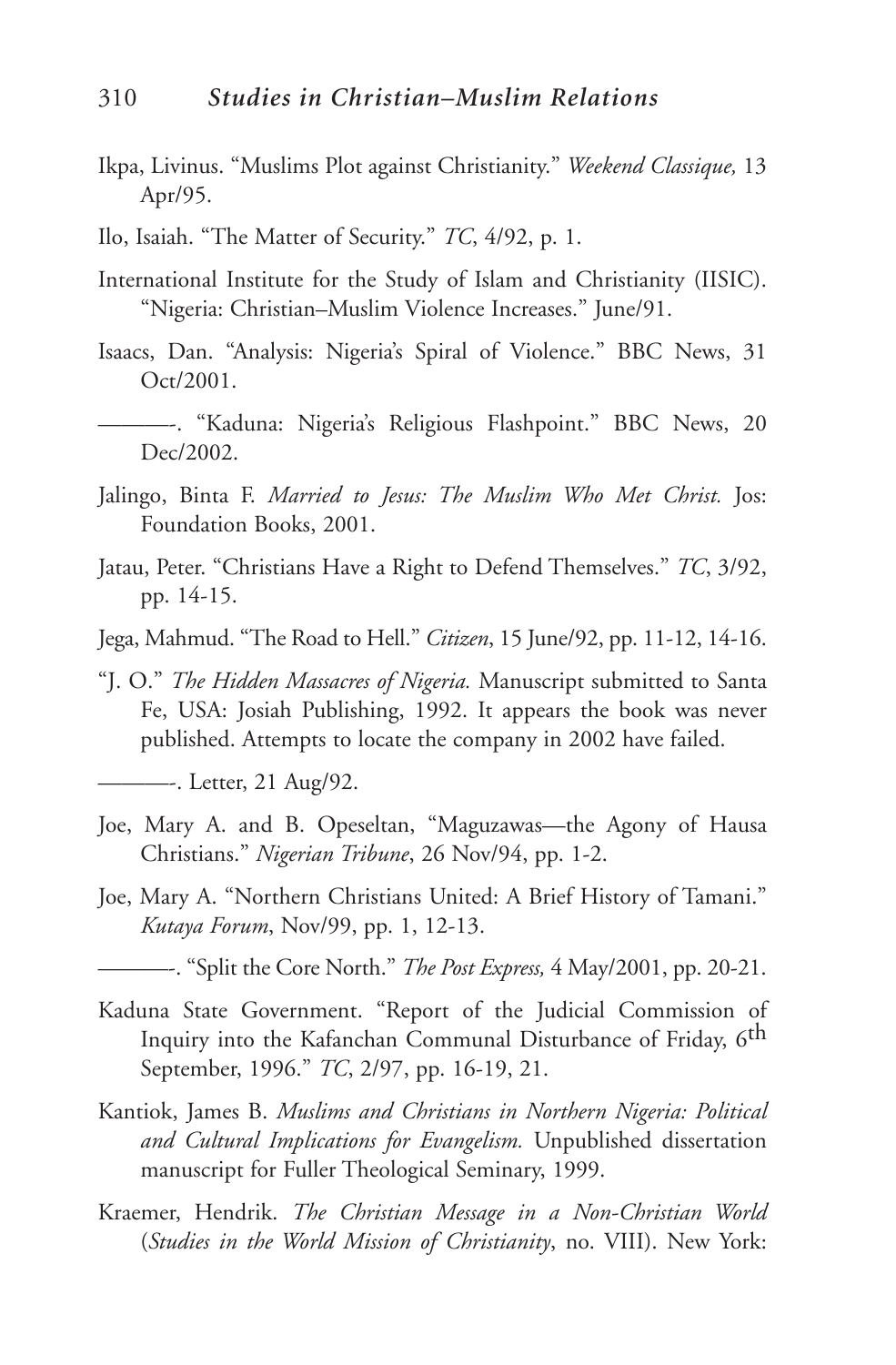Ikpa, Livinus. "Muslims Plot against Christianity." *Weekend Classique,* 13 Apr/95.

Ilo, Isaiah. "The Matter of Security." *TC*, 4/92, p. 1.

International Institute for the Study of Islam and Christianity (IISIC). "Nigeria: Christian–Muslim Violence Increases." June/91.

Isaacs, Dan. "Analysis: Nigeria's Spiral of Violence." BBC News, 31 Oct/2001.

———-. "Kaduna: Nigeria's Religious Flashpoint." BBC News, 20 Dec/2002.

Jalingo, Binta F. *Married to Jesus: The Muslim Who Met Christ.* Jos: Foundation Books, 2001.

Jatau, Peter. "Christians Have a Right to Defend Themselves." *TC*, 3/92, pp. 14-15.

Jega, Mahmud. "The Road to Hell." *Citizen*, 15 June/92, pp. 11-12, 14-16.

"J. O." *The Hidden Massacres of Nigeria.* Manuscript submitted to Santa Fe, USA: Josiah Publishing, 1992. It appears the book was never published. Attempts to locate the company in 2002 have failed.

———-. Letter, 21 Aug/92.

Joe, Mary A. and B. Opeseltan, "Maguzawas—the Agony of Hausa Christians." *Nigerian Tribune*, 26 Nov/94, pp. 1-2.

Joe, Mary A. "Northern Christians United: A Brief History of Tamani." *Kutaya Forum*, Nov/99, pp. 1, 12-13.

———-. "Split the Core North." *The Post Express,* 4 May/2001, pp. 20-21.

Kaduna State Government. "Report of the Judicial Commission of Inquiry into the Kafanchan Communal Disturbance of Friday, 6th September, 1996." *TC*, 2/97, pp. 16-19, 21.

Kantiok, James B. *Muslims and Christians in Northern Nigeria: Political and Cultural Implications for Evangelism.* Unpublished dissertation manuscript for Fuller Theological Seminary, 1999.

Kraemer, Hendrik. *The Christian Message in a Non-Christian World* (*Studies in the World Mission of Christianity*, no. VIII). New York: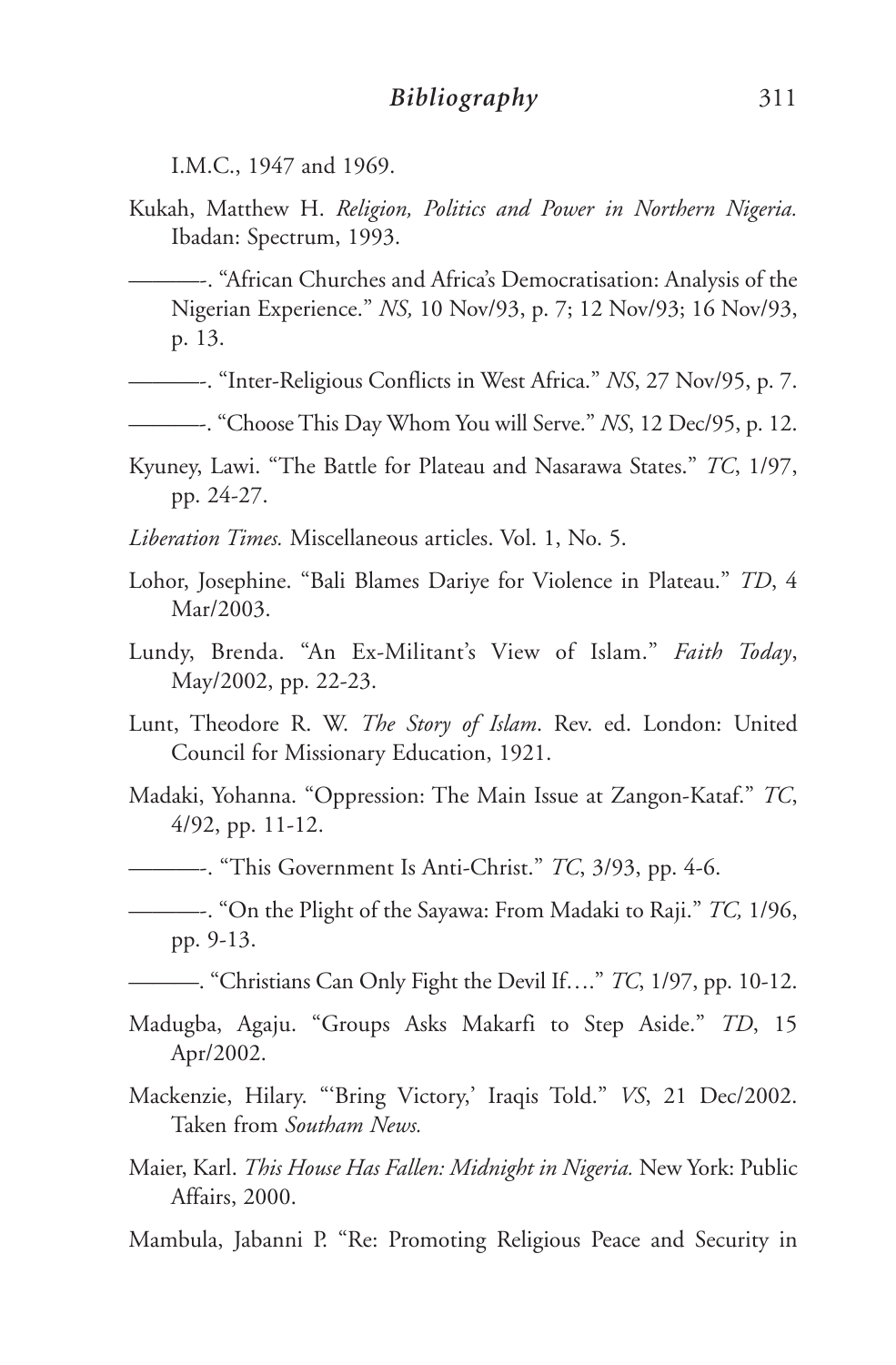I.M.C., 1947 and 1969.

Kukah, Matthew H. *Religion, Politics and Power in Northern Nigeria.* Ibadan: Spectrum, 1993.

———-. "African Churches and Africa's Democratisation: Analysis of the Nigerian Experience." *NS,* 10 Nov/93, p. 7; 12 Nov/93; 16 Nov/93, p. 13.

———-. "Inter-Religious Conflicts in West Africa." *NS*, 27 Nov/95, p. 7.

———-. "Choose This Day Whom You will Serve." *NS*, 12 Dec/95, p. 12.

Kyuney, Lawi. "The Battle for Plateau and Nasarawa States." *TC*, 1/97, pp. 24-27.

*Liberation Times.* Miscellaneous articles. Vol. 1, No. 5.

Lohor, Josephine. "Bali Blames Dariye for Violence in Plateau." *TD*, 4 Mar/2003.

Lundy, Brenda. "An Ex-Militant's View of Islam." *Faith Today*, May/2002, pp. 22-23.

Lunt, Theodore R. W. *The Story of Islam*. Rev. ed. London: United Council for Missionary Education, 1921.

Madaki, Yohanna. "Oppression: The Main Issue at Zangon-Kataf." *TC*, 4/92, pp. 11-12.

———-. "This Government Is Anti-Christ." *TC*, 3/93, pp. 4-6.

———-. "On the Plight of the Sayawa: From Madaki to Raji." *TC,* 1/96, pp. 9-13.

———. "Christians Can Only Fight the Devil If…." *TC*, 1/97, pp. 10-12.

Madugba, Agaju. "Groups Asks Makarfi to Step Aside." *TD*, 15 Apr/2002.

Mackenzie, Hilary. "'Bring Victory,' Iraqis Told." *VS*, 21 Dec/2002. Taken from *Southam News.*

Maier, Karl. *This House Has Fallen: Midnight in Nigeria.* New York: Public Affairs, 2000.

Mambula, Jabanni P. "Re: Promoting Religious Peace and Security in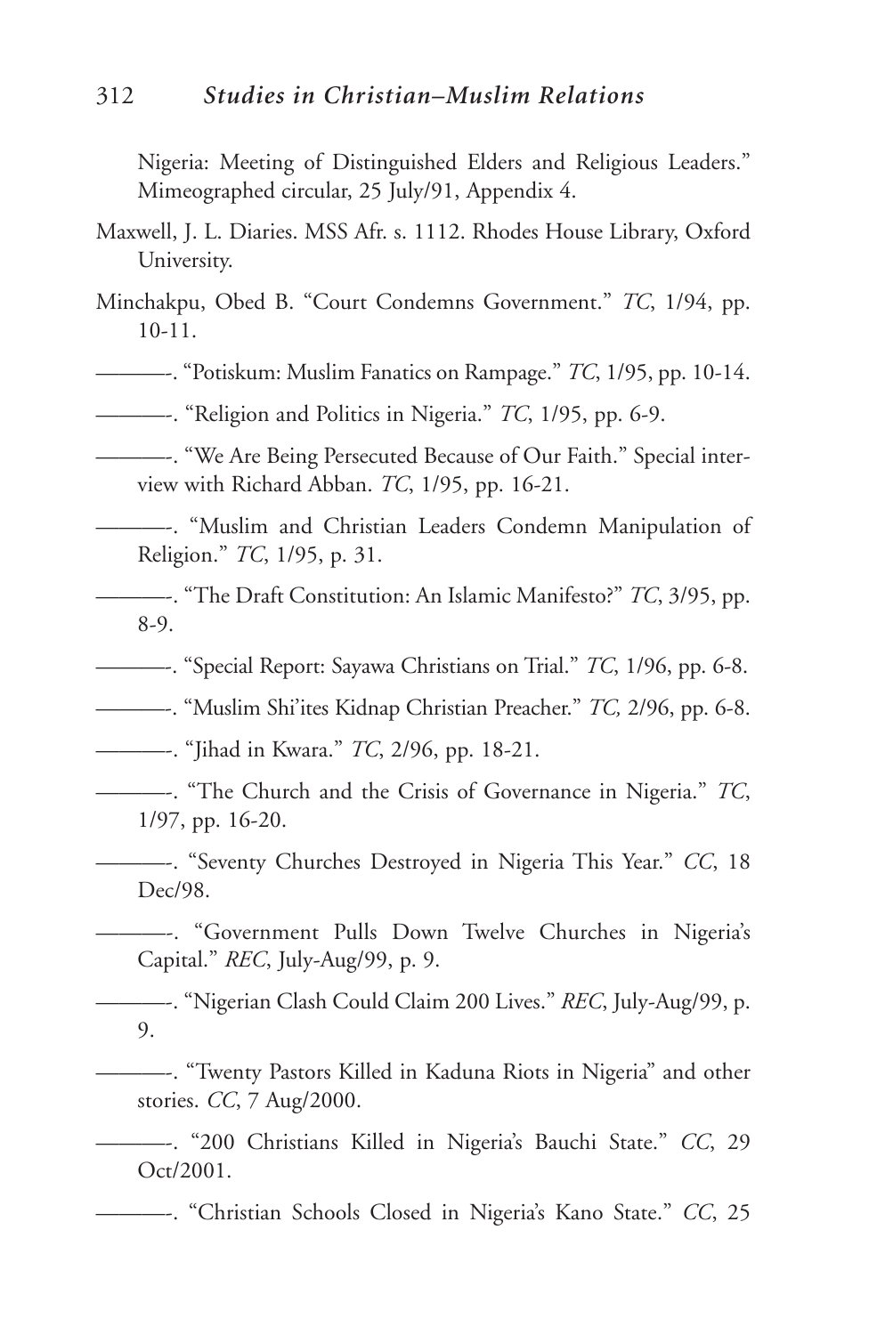Nigeria: Meeting of Distinguished Elders and Religious Leaders." Mimeographed circular, 25 July/91, Appendix 4.

Maxwell, J. L. Diaries. MSS Afr. s. 1112. Rhodes House Library, Oxford University.

Minchakpu, Obed B. "Court Condemns Government." *TC*, 1/94, pp. 10-11.

———-. "Potiskum: Muslim Fanatics on Rampage." *TC*, 1/95, pp. 10-14.

———-. "Religion and Politics in Nigeria." *TC*, 1/95, pp. 6-9.

———-. "We Are Being Persecuted Because of Our Faith." Special interview with Richard Abban. *TC*, 1/95, pp. 16-21.

———-. "Muslim and Christian Leaders Condemn Manipulation of Religion." *TC*, 1/95, p. 31.

———-. "The Draft Constitution: An Islamic Manifesto?" *TC*, 3/95, pp. 8-9.

———-. "Special Report: Sayawa Christians on Trial." *TC*, 1/96, pp. 6-8.

———-. "Muslim Shi'ites Kidnap Christian Preacher." *TC,* 2/96, pp. 6-8.

———-. "Jihad in Kwara." *TC*, 2/96, pp. 18-21.

———-. "The Church and the Crisis of Governance in Nigeria." *TC*, 1/97, pp. 16-20.

———-. "Seventy Churches Destroyed in Nigeria This Year." *CC*, 18 Dec/98.

———-. "Government Pulls Down Twelve Churches in Nigeria's Capital." *REC*, July-Aug/99, p. 9.

———-. "Nigerian Clash Could Claim 200 Lives." *REC*, July-Aug/99, p. 9.

———-. "Twenty Pastors Killed in Kaduna Riots in Nigeria" and other stories. *CC*, 7 Aug/2000.

———-. "200 Christians Killed in Nigeria's Bauchi State." *CC*, 29 Oct/2001.

———-. "Christian Schools Closed in Nigeria's Kano State." *CC*, 25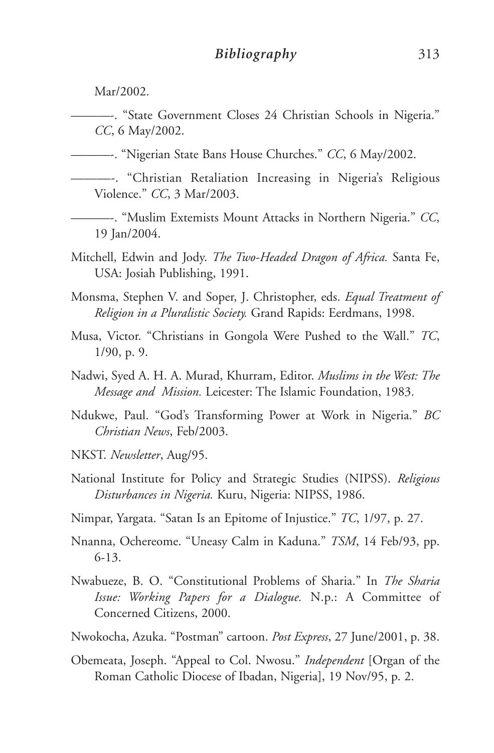Mar/2002.

———-. "State Government Closes 24 Christian Schools in Nigeria." *CC*, 6 May/2002.

———-. "Nigerian State Bans House Churches." *CC*, 6 May/2002.

———-. "Christian Retaliation Increasing in Nigeria's Religious Violence." *CC*, 3 Mar/2003.

———-. "Muslim Extemists Mount Attacks in Northern Nigeria." *CC*, 19 Jan/2004.

Mitchell, Edwin and Jody. *The Two-Headed Dragon of Africa.* Santa Fe, USA: Josiah Publishing, 1991.

Monsma, Stephen V. and Soper, J. Christopher, eds. *Equal Treatment of Religion in a Pluralistic Society.* Grand Rapids: Eerdmans, 1998.

Musa, Victor. "Christians in Gongola Were Pushed to the Wall." *TC*, 1/90, p. 9.

Nadwi, Syed A. H. A. Murad, Khurram, Editor. *Muslims in the West: The Message and Mission.* Leicester: The Islamic Foundation, 1983.

Ndukwe, Paul. "God's Transforming Power at Work in Nigeria." *BC Christian News*, Feb/2003.

NKST. *Newsletter*, Aug/95.

National Institute for Policy and Strategic Studies (NIPSS). *Religious Disturbances in Nigeria.* Kuru, Nigeria: NIPSS, 1986.

Nimpar, Yargata. "Satan Is an Epitome of Injustice." *TC*, 1/97, p. 27.

Nnanna, Ochereome. "Uneasy Calm in Kaduna." *TSM*, 14 Feb/93, pp. 6-13.

Nwabueze, B. O. "Constitutional Problems of Sharia." In *The Sharia Issue: Working Papers for a Dialogue.* N.p.: A Committee of Concerned Citizens, 2000.

Nwokocha, Azuka. "Postman" cartoon. *Post Express*, 27 June/2001, p. 38.

Obemeata, Joseph. "Appeal to Col. Nwosu." *Independent* [Organ of the Roman Catholic Diocese of Ibadan, Nigeria], 19 Nov/95, p. 2.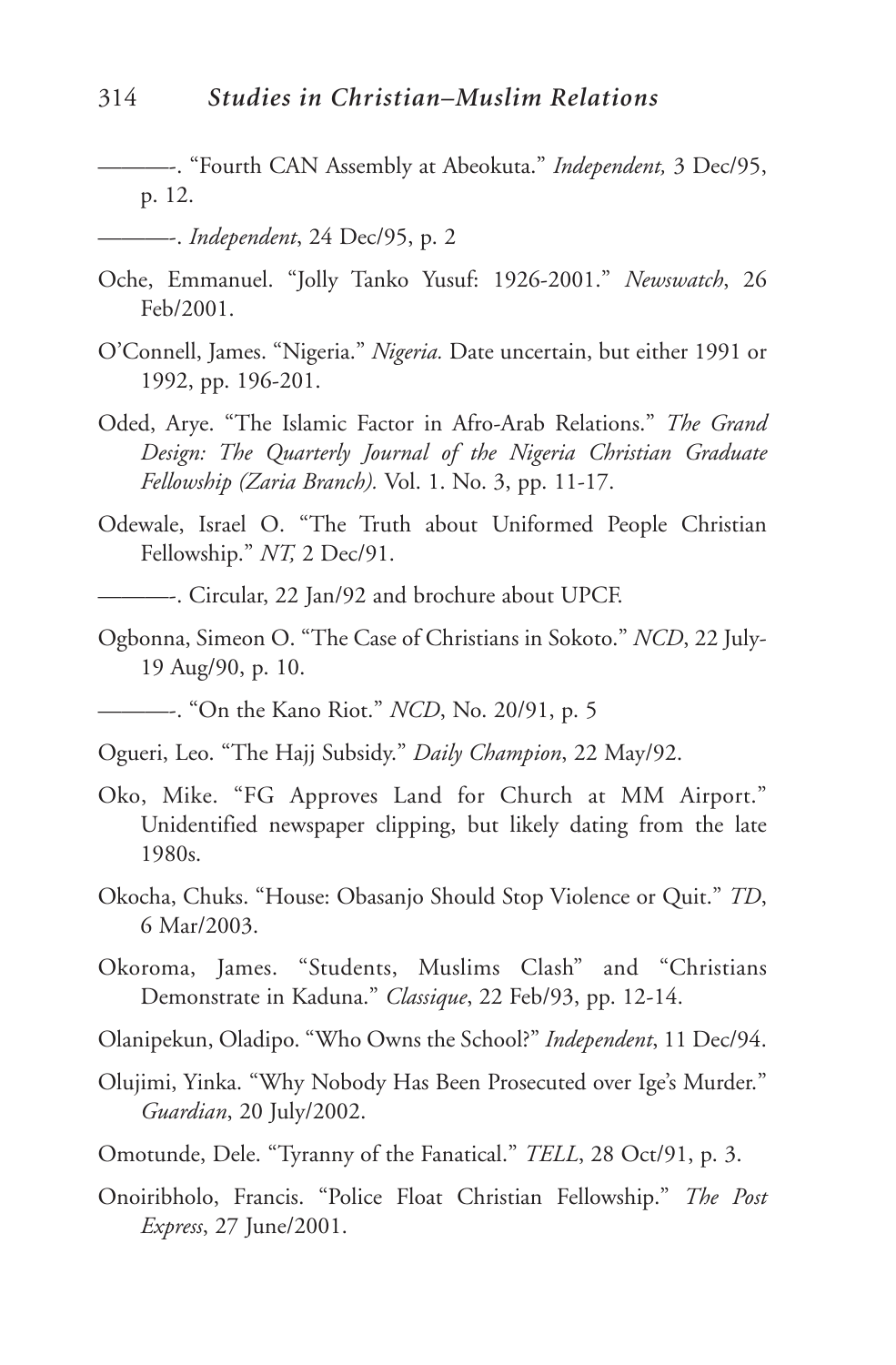———. "Fourth CAN Assembly at Abeokuta." *Independent,* 3 Dec/95, p. 12.

———. *Independent*, 24 Dec/95, p. 2

Oche, Emmanuel. "Jolly Tanko Yusuf: 1926-2001." *Newswatch*, 26 Feb/2001.

O'Connell, James. "Nigeria." *Nigeria.* Date uncertain, but either 1991 or 1992, pp. 196-201.

Oded, Arye. "The Islamic Factor in Afro-Arab Relations." *The Grand Design: The Quarterly Journal of the Nigeria Christian Graduate Fellowship (Zaria Branch).* Vol. 1. No. 3, pp. 11-17.

Odewale, Israel O. "The Truth about Uniformed People Christian Fellowship." *NT,* 2 Dec/91.

———. Circular, 22 Jan/92 and brochure about UPCF.

Ogbonna, Simeon O. "The Case of Christians in Sokoto." *NCD*, 22 July-19 Aug/90, p. 10.

———. "On the Kano Riot." *NCD*, No. 20/91, p. 5

Ogueri, Leo. "The Hajj Subsidy." *Daily Champion*, 22 May/92.

Oko, Mike. "FG Approves Land for Church at MM Airport." Unidentified newspaper clipping, but likely dating from the late 1980s.

Okocha, Chuks. "House: Obasanjo Should Stop Violence or Quit." *TD*, 6 Mar/2003.

Okoroma, James. "Students, Muslims Clash" and "Christians Demonstrate in Kaduna." *Classique*, 22 Feb/93, pp. 12-14.

Olanipekun, Oladipo. "Who Owns the School?" *Independent*, 11 Dec/94.

Olujimi, Yinka. "Why Nobody Has Been Prosecuted over Ige's Murder." *Guardian*, 20 July/2002.

Omotunde, Dele. "Tyranny of the Fanatical." *TELL*, 28 Oct/91, p. 3.

Onoiribholo, Francis. "Police Float Christian Fellowship." *The Post Express*, 27 June/2001.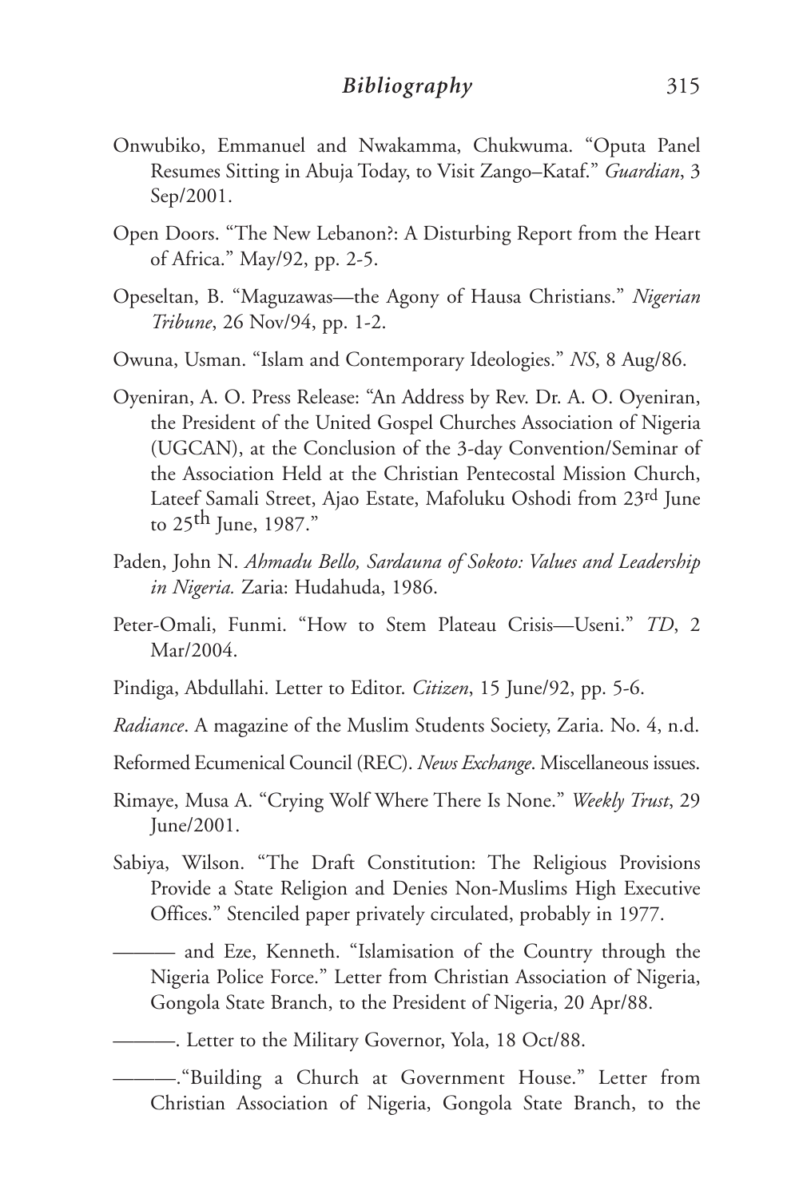Onwubiko, Emmanuel and Nwakamma, Chukwuma. "Oputa Panel Resumes Sitting in Abuja Today, to Visit Zango–Kataf." *Guardian*, 3 Sep/2001.

Open Doors. "The New Lebanon?: A Disturbing Report from the Heart of Africa." May/92, pp. 2-5.

Opeseltan, B. "Maguzawas—the Agony of Hausa Christians." *Nigerian Tribune*, 26 Nov/94, pp. 1-2.

Owuna, Usman. "Islam and Contemporary Ideologies." *NS*, 8 Aug/86.

Oyeniran, A. O. Press Release: "An Address by Rev. Dr. A. O. Oyeniran, the President of the United Gospel Churches Association of Nigeria (UGCAN), at the Conclusion of the 3-day Convention/Seminar of the Association Held at the Christian Pentecostal Mission Church, Lateef Samali Street, Ajao Estate, Mafoluku Oshodi from 23rd June to 25th June, 1987."

Paden, John N. *Ahmadu Bello, Sardauna of Sokoto: Values and Leadership in Nigeria.* Zaria: Hudahuda, 1986.

Peter-Omali, Funmi. "How to Stem Plateau Crisis—Useni." *TD*, 2 Mar/2004.

Pindiga, Abdullahi. Letter to Editor. *Citizen*, 15 June/92, pp. 5-6.

*Radiance*. A magazine of the Muslim Students Society, Zaria. No. 4, n.d.

Reformed Ecumenical Council (REC). *News Exchange*. Miscellaneous issues.

Rimaye, Musa A. "Crying Wolf Where There Is None." *Weekly Trust*, 29 June/2001.

Sabiya, Wilson. "The Draft Constitution: The Religious Provisions Provide a State Religion and Denies Non-Muslims High Executive Offices." Stenciled paper privately circulated, probably in 1977.

——— and Eze, Kenneth. "Islamisation of the Country through the Nigeria Police Force." Letter from Christian Association of Nigeria, Gongola State Branch, to the President of Nigeria, 20 Apr/88.

———. Letter to the Military Governor, Yola, 18 Oct/88.

———."Building a Church at Government House." Letter from Christian Association of Nigeria, Gongola State Branch, to the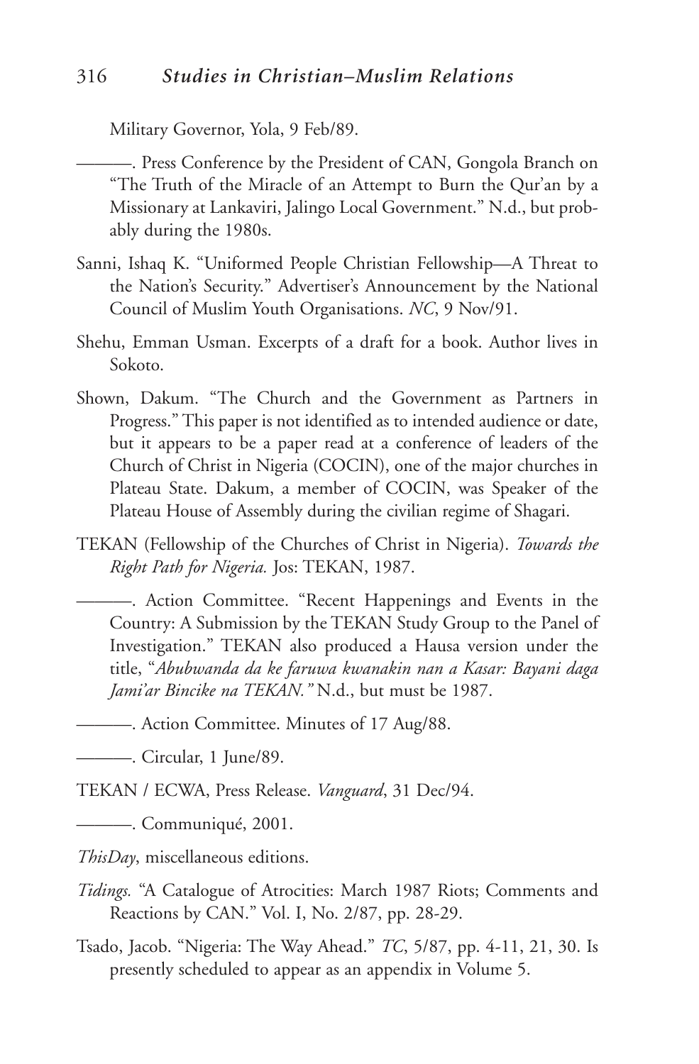Military Governor, Yola, 9 Feb/89.

———. Press Conference by the President of CAN, Gongola Branch on "The Truth of the Miracle of an Attempt to Burn the Qur'an by a Missionary at Lankaviri, Jalingo Local Government." N.d., but probably during the 1980s.

Sanni, Ishaq K. "Uniformed People Christian Fellowship—A Threat to the Nation's Security." Advertiser's Announcement by the National Council of Muslim Youth Organisations. *NC*, 9 Nov/91.

Shehu, Emman Usman. Excerpts of a draft for a book. Author lives in Sokoto.

Shown, Dakum. "The Church and the Government as Partners in Progress." This paper is not identified as to intended audience or date, but it appears to be a paper read at a conference of leaders of the Church of Christ in Nigeria (COCIN), one of the major churches in Plateau State. Dakum, a member of COCIN, was Speaker of the Plateau House of Assembly during the civilian regime of Shagari.

TEKAN (Fellowship of the Churches of Christ in Nigeria). *Towards the Right Path for Nigeria.* Jos: TEKAN, 1987.

———. Action Committee. "Recent Happenings and Events in the Country: A Submission by the TEKAN Study Group to the Panel of Investigation." TEKAN also produced a Hausa version under the title, "*Abubwanda da ke faruwa kwanakin nan a Kasar: Bayani daga Jami'ar Bincike na TEKAN.*" N.d., but must be 1987.

———. Action Committee. Minutes of 17 Aug/88.

———. Circular, 1 June/89.

TEKAN / ECWA, Press Release. *Vanguard*, 31 Dec/94.

———. Communiqué, 2001.

*ThisDay*, miscellaneous editions.

*Tidings.* "A Catalogue of Atrocities: March 1987 Riots; Comments and Reactions by CAN." Vol. I, No. 2/87, pp. 28-29.

Tsado, Jacob. "Nigeria: The Way Ahead." *TC*, 5/87, pp. 4-11, 21, 30. Is presently scheduled to appear as an appendix in Volume 5.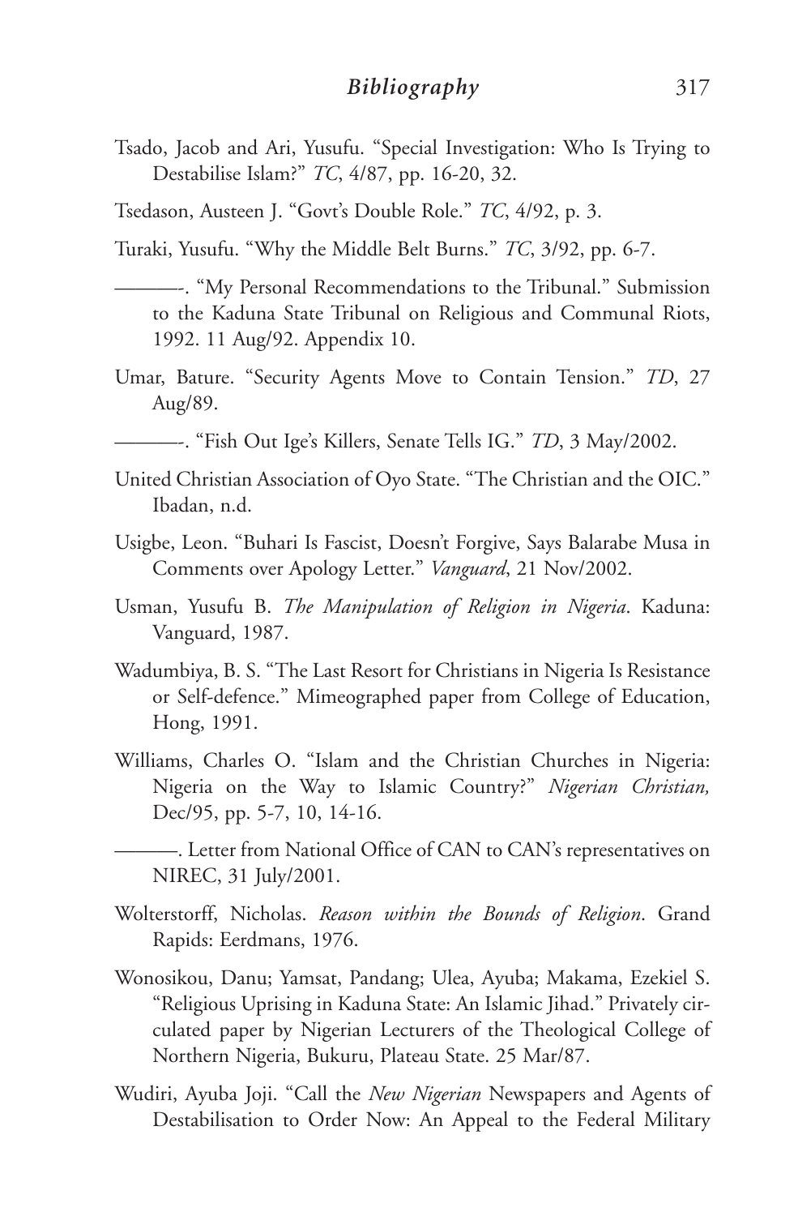Tsado, Jacob and Ari, Yusufu. "Special Investigation: Who Is Trying to Destabilise Islam?" *TC*, 4/87, pp. 16-20, 32.

Tsedason, Austeen J. "Govt's Double Role." *TC*, 4/92, p. 3.

Turaki, Yusufu. "Why the Middle Belt Burns." *TC*, 3/92, pp. 6-7.

———-. "My Personal Recommendations to the Tribunal." Submission to the Kaduna State Tribunal on Religious and Communal Riots, 1992. 11 Aug/92. Appendix 10.

Umar, Bature. "Security Agents Move to Contain Tension." *TD*, 27 Aug/89.

———-. "Fish Out Ige's Killers, Senate Tells IG." *TD*, 3 May/2002.

United Christian Association of Oyo State. "The Christian and the OIC." Ibadan, n.d.

Usigbe, Leon. "Buhari Is Fascist, Doesn't Forgive, Says Balarabe Musa in Comments over Apology Letter." *Vanguard*, 21 Nov/2002.

Usman, Yusufu B. *The Manipulation of Religion in Nigeria*. Kaduna: Vanguard, 1987.

Wadumbiya, B. S. "The Last Resort for Christians in Nigeria Is Resistance or Self-defence." Mimeographed paper from College of Education, Hong, 1991.

Williams, Charles O. "Islam and the Christian Churches in Nigeria: Nigeria on the Way to Islamic Country?" *Nigerian Christian,* Dec/95, pp. 5-7, 10, 14-16.

———. Letter from National Office of CAN to CAN's representatives on NIREC, 31 July/2001.

Wolterstorff, Nicholas. *Reason within the Bounds of Religion*. Grand Rapids: Eerdmans, 1976.

Wonosikou, Danu; Yamsat, Pandang; Ulea, Ayuba; Makama, Ezekiel S. "Religious Uprising in Kaduna State: An Islamic Jihad." Privately circulated paper by Nigerian Lecturers of the Theological College of Northern Nigeria, Bukuru, Plateau State. 25 Mar/87.

Wudiri, Ayuba Joji. "Call the *New Nigerian* Newspapers and Agents of Destabilisation to Order Now: An Appeal to the Federal Military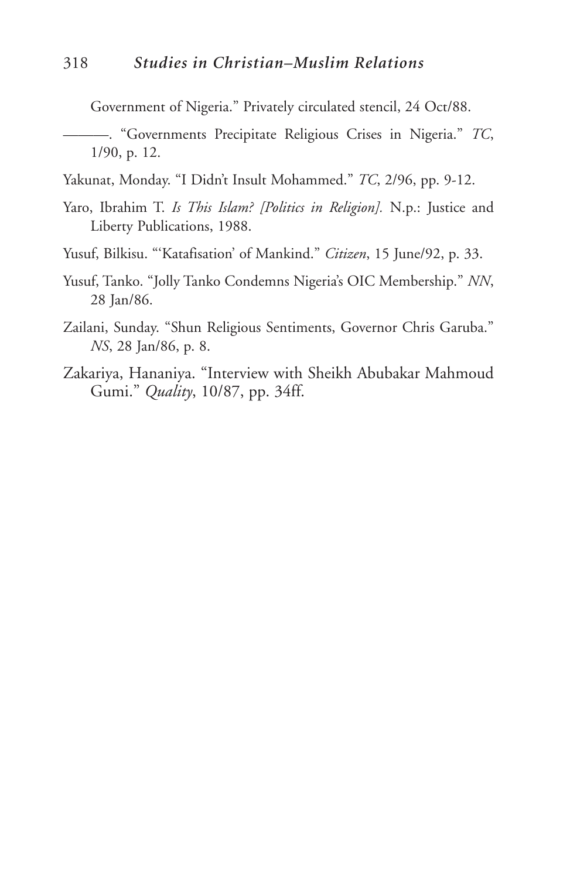Government of Nigeria." Privately circulated stencil, 24 Oct/88.

———. "Governments Precipitate Religious Crises in Nigeria." *TC*, 1/90, p. 12.

Yakunat, Monday. "I Didn't Insult Mohammed." *TC*, 2/96, pp. 9-12.

Yaro, Ibrahim T. *Is This Islam? [Politics in Religion].* N.p.: Justice and Liberty Publications, 1988.

Yusuf, Bilkisu. "'Katafisation' of Mankind." *Citizen*, 15 June/92, p. 33.

Yusuf, Tanko. "Jolly Tanko Condemns Nigeria's OIC Membership." *NN*, 28 Jan/86.

Zailani, Sunday. "Shun Religious Sentiments, Governor Chris Garuba." *NS*, 28 Jan/86, p. 8.

Zakariya, Hananiya. "Interview with Sheikh Abubakar Mahmoud Gumi." *Quality*, 10/87, pp. 34ff.